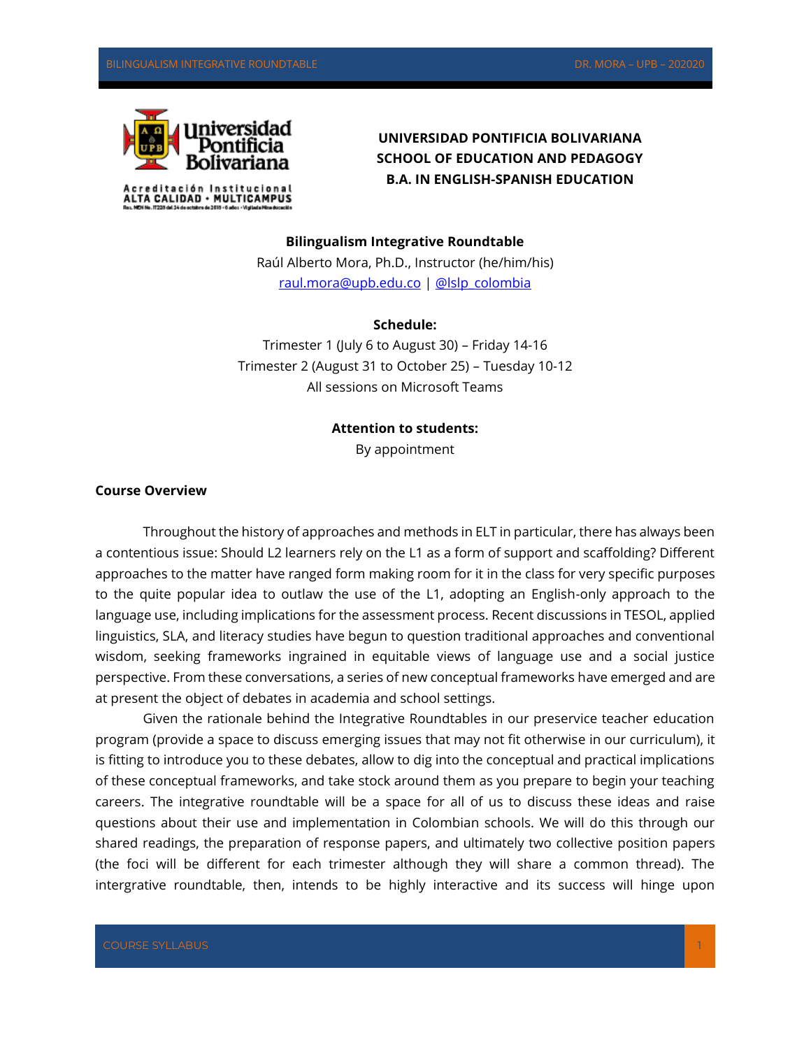**UNIVERSIDAD PONTIFICIA BOLIVARIANA**
**SCHOOL OF EDUCATION AND PEDAGOGY**
**B.A. IN ENGLISH-SPANISH EDUCATION**

**Bilingualism Integrative Roundtable**

Raúl Alberto Mora, Ph.D., Instructor (he/him/his)

[raul.mora@upb.edu.co](mailto:raul.mora@upb.edu.co) | @lslp_colombia

**Schedule:**

Trimester 1 (July 6 to August 30) – Friday 14-16

Trimester 2 (August 31 to October 25) – Tuesday 10-12

All sessions on Microsoft Teams

**Attention to students:**

By appointment

## Course Overview

Throughout the history of approaches and methods in ELT in particular, there has always been a contentious issue: Should L2 learners rely on the L1 as a form of support and scaffolding? Different approaches to the matter have ranged form making room for it in the class for very specific purposes to the quite popular idea to outlaw the use of the L1, adopting an English-only approach to the language use, including implications for the assessment process. Recent discussions in TESOL, applied linguistics, SLA, and literacy studies have begun to question traditional approaches and conventional wisdom, seeking frameworks ingrained in equitable views of language use and a social justice perspective. From these conversations, a series of new conceptual frameworks have emerged and are at present the object of debates in academia and school settings.

Given the rationale behind the Integrative Roundtables in our preservice teacher education program (provide a space to discuss emerging issues that may not fit otherwise in our curriculum), it is fitting to introduce you to these debates, allow to dig into the conceptual and practical implications of these conceptual frameworks, and take stock around them as you prepare to begin your teaching careers. The integrative roundtable will be a space for all of us to discuss these ideas and raise questions about their use and implementation in Colombian schools. We will do this through our shared readings, the preparation of response papers, and ultimately two collective position papers (the foci will be different for each trimester although they will share a common thread). The intergrative roundtable, then, intends to be highly interactive and its success will hinge upon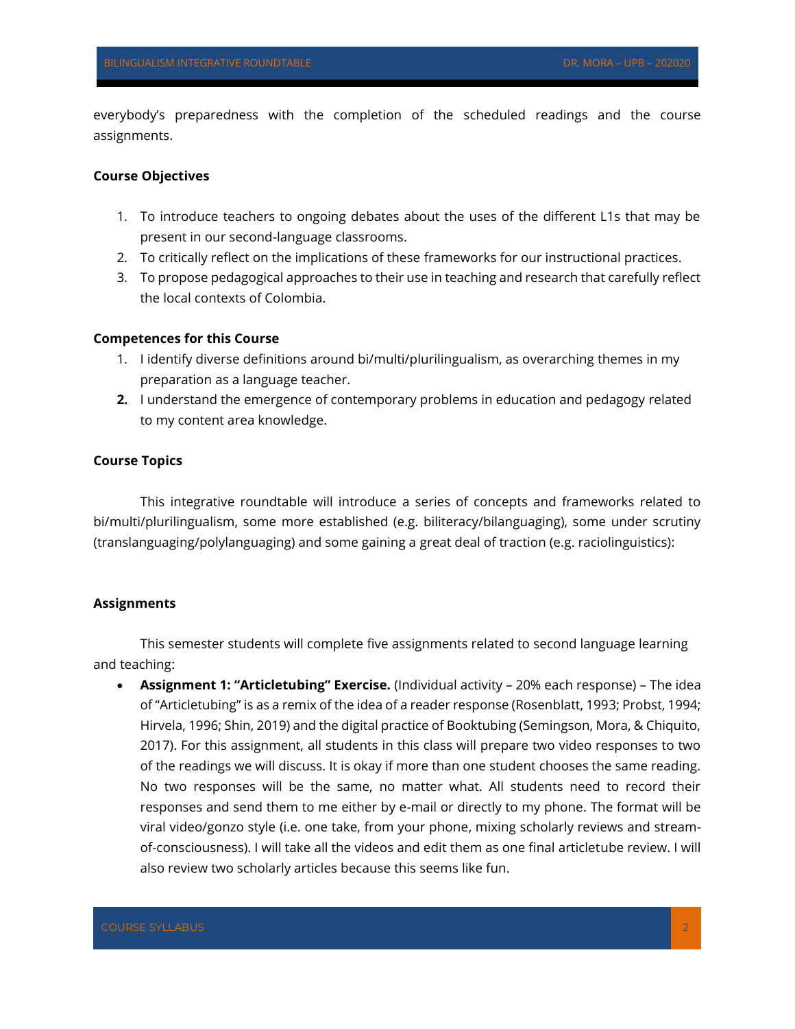everybody's preparedness with the completion of the scheduled readings and the course assignments.

**Course Objectives**

1. To introduce teachers to ongoing debates about the uses of the different L1s that may be present in our second-language classrooms.
2. To critically reflect on the implications of these frameworks for our instructional practices.
3. To propose pedagogical approaches to their use in teaching and research that carefully reflect the local contexts of Colombia.

**Competences for this Course**

1. I identify diverse definitions around bi/multi/plurilingualism, as overarching themes in my preparation as a language teacher.
2. I understand the emergence of contemporary problems in education and pedagogy related to my content area knowledge.

**Course Topics**

This integrative roundtable will introduce a series of concepts and frameworks related to bi/multi/plurilingualism, some more established (e.g. biliteracy/bilanguaging), some under scrutiny (translanguaging/polylanguaging) and some gaining a great deal of traction (e.g. raciolinguistics):

**Assignments**

This semester students will complete five assignments related to second language learning and teaching:

- **Assignment 1: "Articletubing" Exercise.** (Individual activity – 20% each response) – The idea of "Articletubing" is as a remix of the idea of a reader response (Rosenblatt, 1993; Probst, 1994; Hirvela, 1996; Shin, 2019) and the digital practice of Booktubing (Semingson, Mora, & Chiquito, 2017). For this assignment, all students in this class will prepare two video responses to two of the readings we will discuss. It is okay if more than one student chooses the same reading. No two responses will be the same, no matter what. All students need to record their responses and send them to me either by e-mail or directly to my phone. The format will be viral video/gonzo style (i.e. one take, from your phone, mixing scholarly reviews and stream-of-consciousness). I will take all the videos and edit them as one final articletube review. I will also review two scholarly articles because this seems like fun.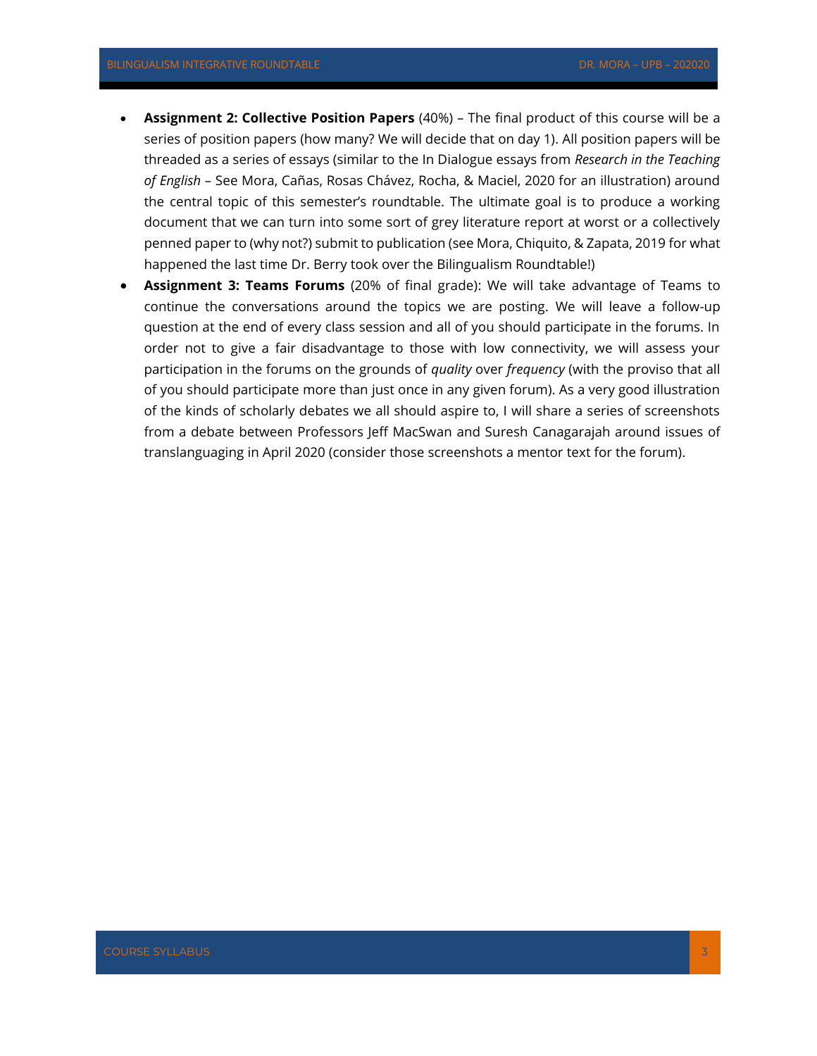- **Assignment 2: Collective Position Papers** (40%) – The final product of this course will be a series of position papers (how many? We will decide that on day 1). All position papers will be threaded as a series of essays (similar to the In Dialogue essays from *Research in the Teaching of English* – See Mora, Cañas, Rosas Chávez, Rocha, & Maciel, 2020 for an illustration) around the central topic of this semester's roundtable. The ultimate goal is to produce a working document that we can turn into some sort of grey literature report at worst or a collectively penned paper to (why not?) submit to publication (see Mora, Chiquito, & Zapata, 2019 for what happened the last time Dr. Berry took over the Bilingualism Roundtable!)
- **Assignment 3: Teams Forums** (20% of final grade): We will take advantage of Teams to continue the conversations around the topics we are posting. We will leave a follow-up question at the end of every class session and all of you should participate in the forums. In order not to give a fair disadvantage to those with low connectivity, we will assess your participation in the forums on the grounds of *quality* over *frequency* (with the proviso that all of you should participate more than just once in any given forum). As a very good illustration of the kinds of scholarly debates we all should aspire to, I will share a series of screenshots from a debate between Professors Jeff MacSwan and Suresh Canagarajah around issues of translanguaging in April 2020 (consider those screenshots a mentor text for the forum).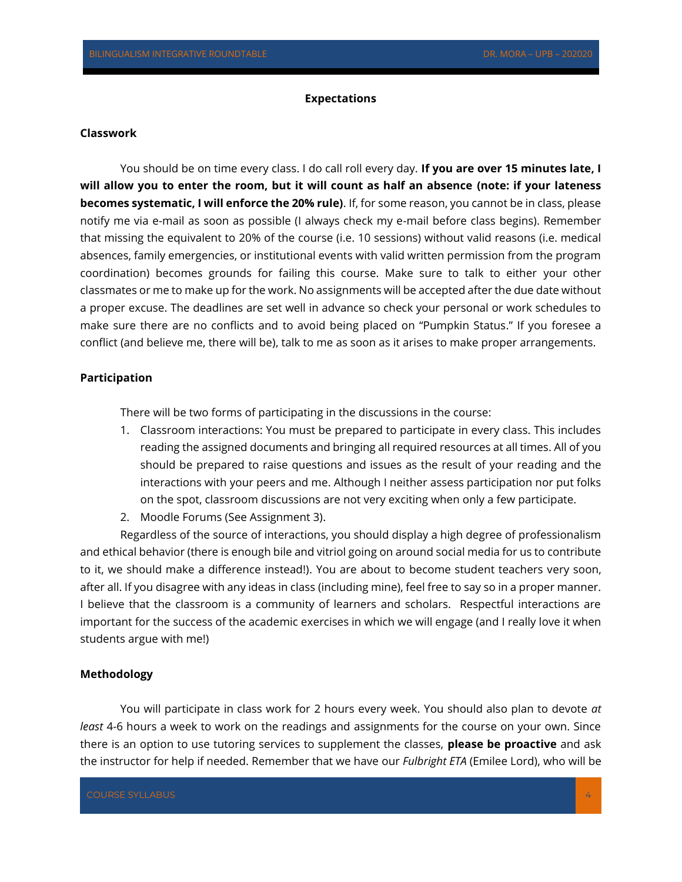## Expectations

### Classwork

You should be on time every class. I do call roll every day. **If you are over 15 minutes late, I will allow you to enter the room, but it will count as half an absence (note: if your lateness becomes systematic, I will enforce the 20% rule)**. If, for some reason, you cannot be in class, please notify me via e-mail as soon as possible (I always check my e-mail before class begins). Remember that missing the equivalent to 20% of the course (i.e. 10 sessions) without valid reasons (i.e. medical absences, family emergencies, or institutional events with valid written permission from the program coordination) becomes grounds for failing this course. Make sure to talk to either your other classmates or me to make up for the work. No assignments will be accepted after the due date without a proper excuse. The deadlines are set well in advance so check your personal or work schedules to make sure there are no conflicts and to avoid being placed on "Pumpkin Status." If you foresee a conflict (and believe me, there will be), talk to me as soon as it arises to make proper arrangements.

### Participation

There will be two forms of participating in the discussions in the course:

1. Classroom interactions: You must be prepared to participate in every class. This includes reading the assigned documents and bringing all required resources at all times. All of you should be prepared to raise questions and issues as the result of your reading and the interactions with your peers and me. Although I neither assess participation nor put folks on the spot, classroom discussions are not very exciting when only a few participate.
2. Moodle Forums (See Assignment 3).

Regardless of the source of interactions, you should display a high degree of professionalism and ethical behavior (there is enough bile and vitriol going on around social media for us to contribute to it, we should make a difference instead!). You are about to become student teachers very soon, after all. If you disagree with any ideas in class (including mine), feel free to say so in a proper manner. I believe that the classroom is a community of learners and scholars. Respectful interactions are important for the success of the academic exercises in which we will engage (and I really love it when students argue with me!)

### Methodology

You will participate in class work for 2 hours every week. You should also plan to devote *at least* 4-6 hours a week to work on the readings and assignments for the course on your own. Since there is an option to use tutoring services to supplement the classes, **please be proactive** and ask the instructor for help if needed. Remember that we have our *Fulbright ETA* (Emilee Lord), who will be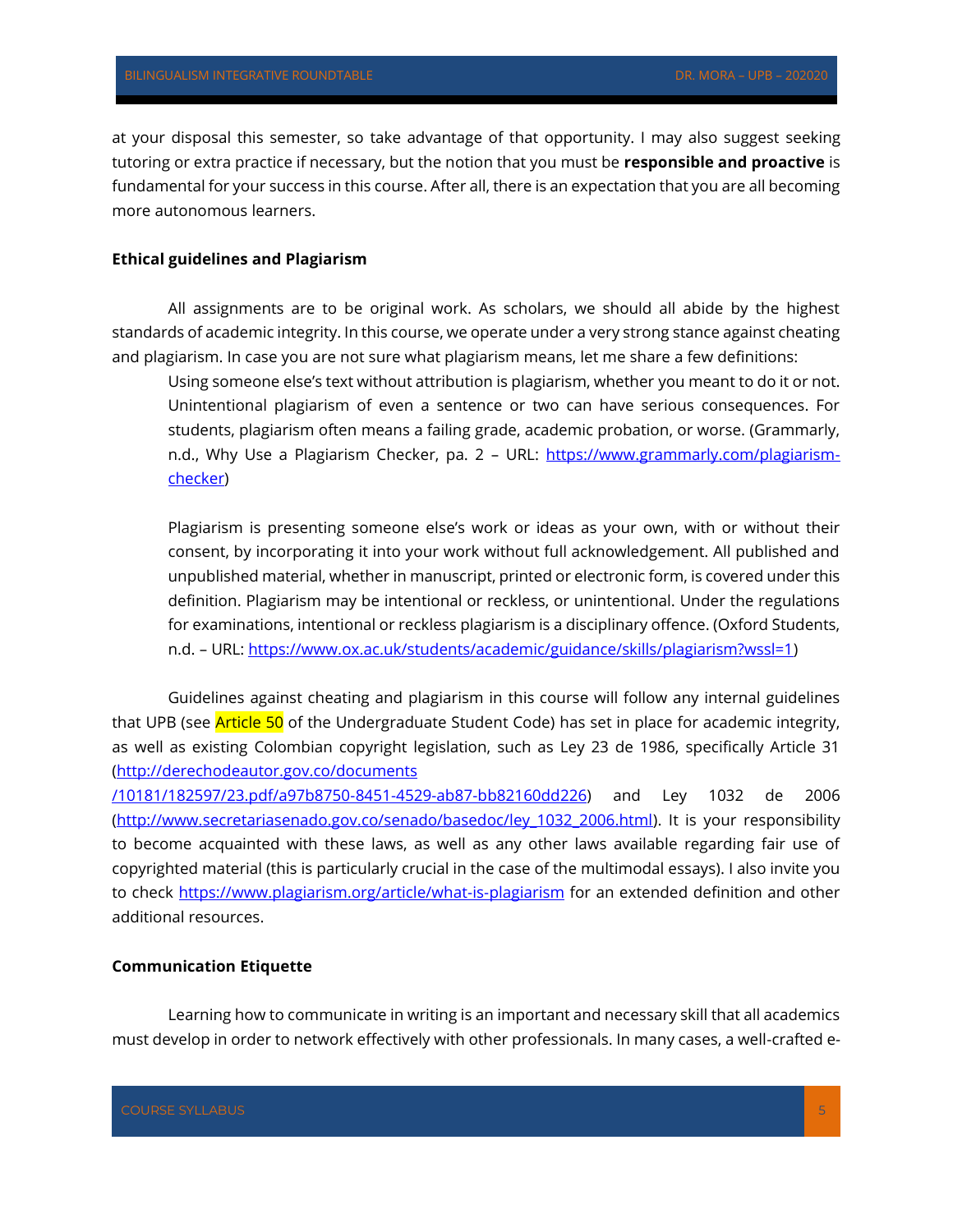at your disposal this semester, so take advantage of that opportunity. I may also suggest seeking tutoring or extra practice if necessary, but the notion that you must be **responsible and proactive** is fundamental for your success in this course. After all, there is an expectation that you are all becoming more autonomous learners.

**Ethical guidelines and Plagiarism**

All assignments are to be original work. As scholars, we should all abide by the highest standards of academic integrity. In this course, we operate under a very strong stance against cheating and plagiarism. In case you are not sure what plagiarism means, let me share a few definitions:

> Using someone else's text without attribution is plagiarism, whether you meant to do it or not. Unintentional plagiarism of even a sentence or two can have serious consequences. For students, plagiarism often means a failing grade, academic probation, or worse. (Grammarly, n.d., Why Use a Plagiarism Checker, pa. 2 – URL: [https://www.grammarly.com/plagiarism-checker](https://www.grammarly.com/plagiarism-checker))

> Plagiarism is presenting someone else's work or ideas as your own, with or without their consent, by incorporating it into your work without full acknowledgement. All published and unpublished material, whether in manuscript, printed or electronic form, is covered under this definition. Plagiarism may be intentional or reckless, or unintentional. Under the regulations for examinations, intentional or reckless plagiarism is a disciplinary offence. (Oxford Students, n.d. – URL: [https://www.ox.ac.uk/students/academic/guidance/skills/plagiarism?wssl=1](https://www.ox.ac.uk/students/academic/guidance/skills/plagiarism?wssl=1))

Guidelines against cheating and plagiarism in this course will follow any internal guidelines that UPB (see Article 50 of the Undergraduate Student Code) has set in place for academic integrity, as well as existing Colombian copyright legislation, such as Ley 23 de 1986, specifically Article 31 ([http://derechodeautor.gov.co/documents/10181/182597/23.pdf/a97b8750-8451-4529-ab87-bb82160dd226](http://derechodeautor.gov.co/documents/10181/182597/23.pdf/a97b8750-8451-4529-ab87-bb82160dd226)) and Ley 1032 de 2006 ([http://www.secretariasenado.gov.co/senado/basedoc/ley_1032_2006.html](http://www.secretariasenado.gov.co/senado/basedoc/ley_1032_2006.html)). It is your responsibility to become acquainted with these laws, as well as any other laws available regarding fair use of copyrighted material (this is particularly crucial in the case of the multimodal essays). I also invite you to check [https://www.plagiarism.org/article/what-is-plagiarism](https://www.plagiarism.org/article/what-is-plagiarism) for an extended definition and other additional resources.

**Communication Etiquette**

Learning how to communicate in writing is an important and necessary skill that all academics must develop in order to network effectively with other professionals. In many cases, a well-crafted e-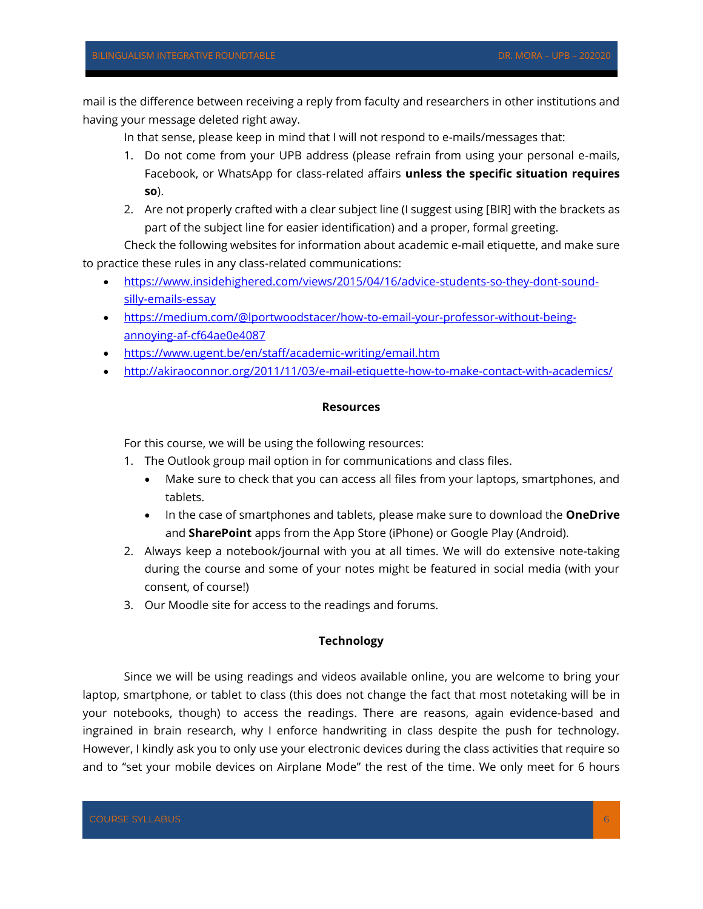mail is the difference between receiving a reply from faculty and researchers in other institutions and having your message deleted right away.

In that sense, please keep in mind that I will not respond to e-mails/messages that:

1. Do not come from your UPB address (please refrain from using your personal e-mails, Facebook, or WhatsApp for class-related affairs **unless the specific situation requires so**).
2. Are not properly crafted with a clear subject line (I suggest using [BIR] with the brackets as part of the subject line for easier identification) and a proper, formal greeting.

Check the following websites for information about academic e-mail etiquette, and make sure to practice these rules in any class-related communications:

- https://www.insidehighered.com/views/2015/04/16/advice-students-so-they-dont-sound-silly-emails-essay
- https://medium.com/@lportwoodstacer/how-to-email-your-professor-without-being-annoying-af-cf64ae0e4087
- https://www.ugent.be/en/staff/academic-writing/email.htm
- http://akiraoconnor.org/2011/11/03/e-mail-etiquette-how-to-make-contact-with-academics/

## Resources

For this course, we will be using the following resources:

1. The Outlook group mail option in for communications and class files.
   - Make sure to check that you can access all files from your laptops, smartphones, and tablets.
   - In the case of smartphones and tablets, please make sure to download the **OneDrive** and **SharePoint** apps from the App Store (iPhone) or Google Play (Android).
2. Always keep a notebook/journal with you at all times. We will do extensive note-taking during the course and some of your notes might be featured in social media (with your consent, of course!)
3. Our Moodle site for access to the readings and forums.

## Technology

Since we will be using readings and videos available online, you are welcome to bring your laptop, smartphone, or tablet to class (this does not change the fact that most notetaking will be in your notebooks, though) to access the readings. There are reasons, again evidence-based and ingrained in brain research, why I enforce handwriting in class despite the push for technology. However, I kindly ask you to only use your electronic devices during the class activities that require so and to "set your mobile devices on Airplane Mode" the rest of the time. We only meet for 6 hours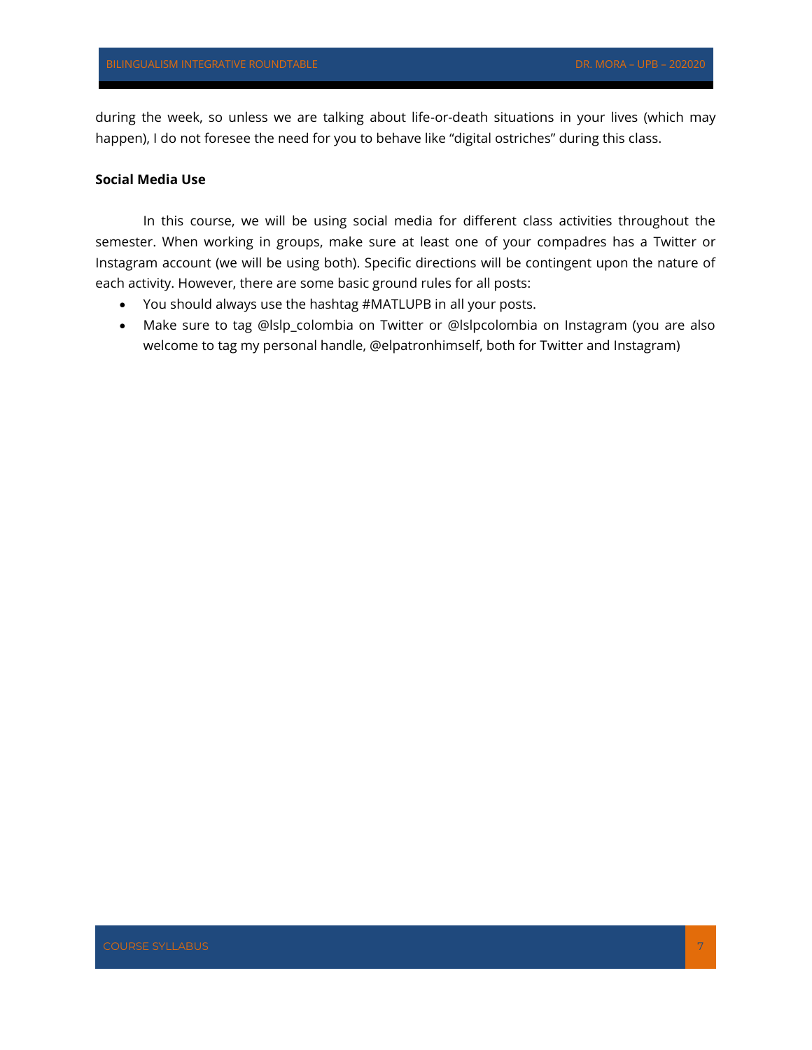during the week, so unless we are talking about life-or-death situations in your lives (which may happen), I do not foresee the need for you to behave like "digital ostriches" during this class.

**Social Media Use**

In this course, we will be using social media for different class activities throughout the semester. When working in groups, make sure at least one of your compadres has a Twitter or Instagram account (we will be using both). Specific directions will be contingent upon the nature of each activity. However, there are some basic ground rules for all posts:

- You should always use the hashtag #MATLUPB in all your posts.
- Make sure to tag @lslp_colombia on Twitter or @lslpcolombia on Instagram (you are also welcome to tag my personal handle, @elpatronhimself, both for Twitter and Instagram)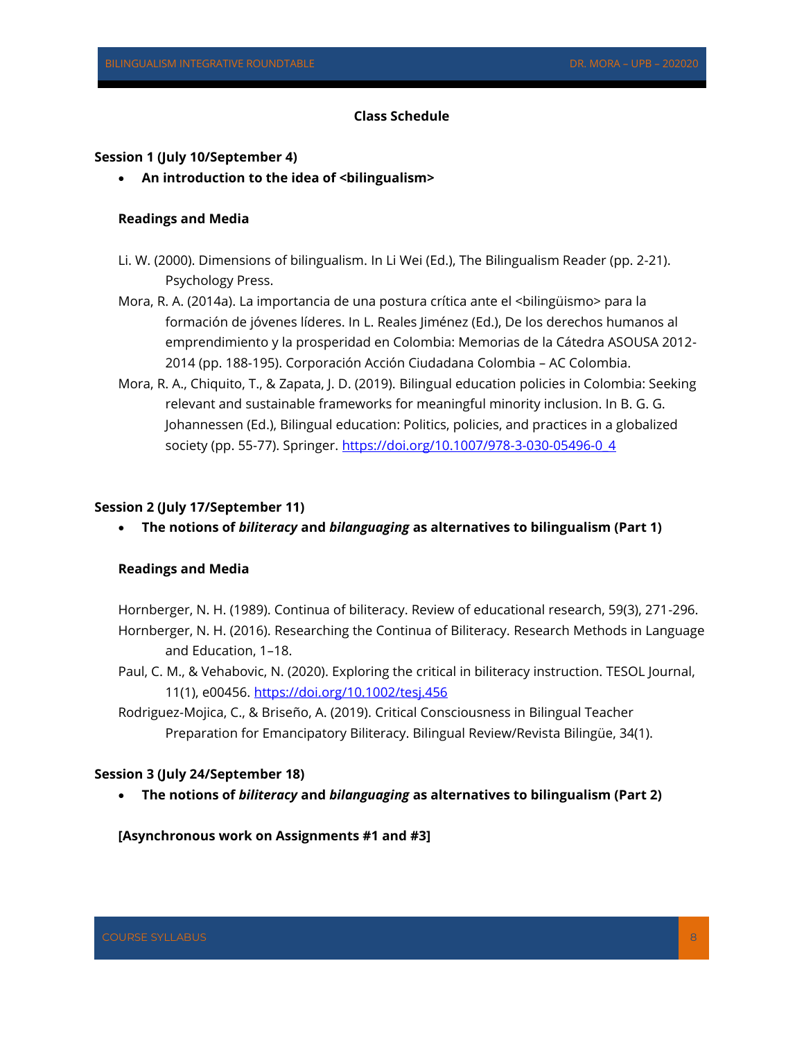## Class Schedule

### Session 1 (July 10/September 4)

- **An introduction to the idea of <bilingualism>**

**Readings and Media**

Li. W. (2000). Dimensions of bilingualism. In Li Wei (Ed.), The Bilingualism Reader (pp. 2-21). Psychology Press.

Mora, R. A. (2014a). La importancia de una postura crítica ante el <bilingüismo> para la formación de jóvenes líderes. In L. Reales Jiménez (Ed.), De los derechos humanos al emprendimiento y la prosperidad en Colombia: Memorias de la Cátedra ASOUSA 2012-2014 (pp. 188-195). Corporación Acción Ciudadana Colombia – AC Colombia.

Mora, R. A., Chiquito, T., & Zapata, J. D. (2019). Bilingual education policies in Colombia: Seeking relevant and sustainable frameworks for meaningful minority inclusion. In B. G. G. Johannessen (Ed.), Bilingual education: Politics, policies, and practices in a globalized society (pp. 55-77). Springer. https://doi.org/10.1007/978-3-030-05496-0_4

### Session 2 (July 17/September 11)

- **The notions of *biliteracy* and *bilanguaging* as alternatives to bilingualism (Part 1)**

**Readings and Media**

Hornberger, N. H. (1989). Continua of biliteracy. Review of educational research, 59(3), 271-296.

Hornberger, N. H. (2016). Researching the Continua of Biliteracy. Research Methods in Language and Education, 1–18.

Paul, C. M., & Vehabovic, N. (2020). Exploring the critical in biliteracy instruction. TESOL Journal, 11(1), e00456. https://doi.org/10.1002/tesj.456

Rodriguez-Mojica, C., & Briseño, A. (2019). Critical Consciousness in Bilingual Teacher Preparation for Emancipatory Biliteracy. Bilingual Review/Revista Bilingüe, 34(1).

### Session 3 (July 24/September 18)

- **The notions of *biliteracy* and *bilanguaging* as alternatives to bilingualism (Part 2)**

**[Asynchronous work on Assignments #1 and #3]**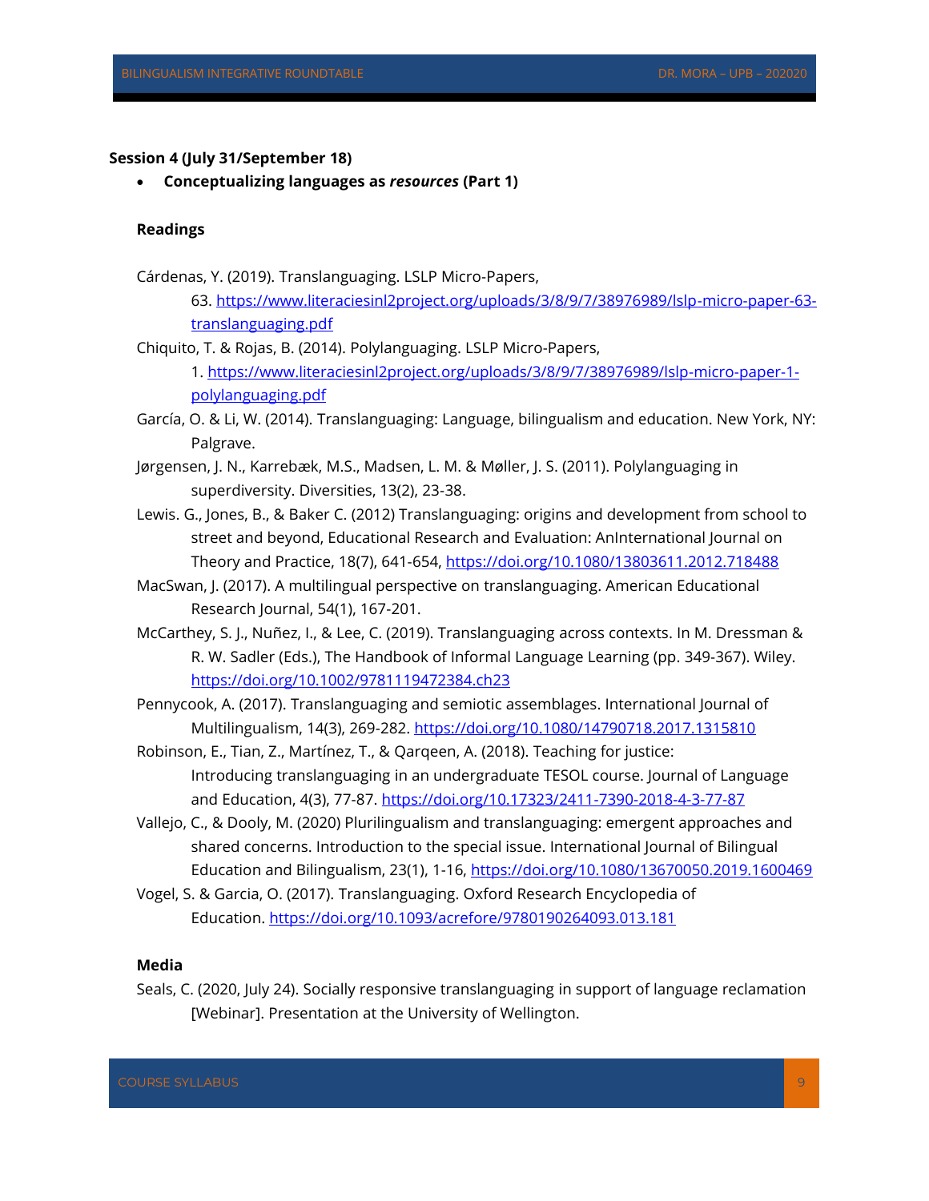**Session 4 (July 31/September 18)**

- **Conceptualizing languages as *resources* (Part 1)**

**Readings**

Cárdenas, Y. (2019). Translanguaging. LSLP Micro-Papers, 63. https://www.literaciesinl2project.org/uploads/3/8/9/7/38976989/lslp-micro-paper-63-translanguaging.pdf

Chiquito, T. & Rojas, B. (2014). Polylanguaging. LSLP Micro-Papers, 1. https://www.literaciesinl2project.org/uploads/3/8/9/7/38976989/lslp-micro-paper-1-polylanguaging.pdf

García, O. & Li, W. (2014). Translanguaging: Language, bilingualism and education. New York, NY: Palgrave.

Jørgensen, J. N., Karrebæk, M.S., Madsen, L. M. & Møller, J. S. (2011). Polylanguaging in superdiversity. Diversities, 13(2), 23-38.

Lewis. G., Jones, B., & Baker C. (2012) Translanguaging: origins and development from school to street and beyond, Educational Research and Evaluation: AnInternational Journal on Theory and Practice, 18(7), 641-654, https://doi.org/10.1080/13803611.2012.718488

MacSwan, J. (2017). A multilingual perspective on translanguaging. American Educational Research Journal, 54(1), 167-201.

McCarthey, S. J., Nuñez, I., & Lee, C. (2019). Translanguaging across contexts. In M. Dressman & R. W. Sadler (Eds.), The Handbook of Informal Language Learning (pp. 349-367). Wiley. https://doi.org/10.1002/9781119472384.ch23

Pennycook, A. (2017). Translanguaging and semiotic assemblages. International Journal of Multilingualism, 14(3), 269-282. https://doi.org/10.1080/14790718.2017.1315810

Robinson, E., Tian, Z., Martínez, T., & Qarqeen, A. (2018). Teaching for justice: Introducing translanguaging in an undergraduate TESOL course. Journal of Language and Education, 4(3), 77-87. https://doi.org/10.17323/2411-7390-2018-4-3-77-87

Vallejo, C., & Dooly, M. (2020) Plurilingualism and translanguaging: emergent approaches and shared concerns. Introduction to the special issue. International Journal of Bilingual Education and Bilingualism, 23(1), 1-16, https://doi.org/10.1080/13670050.2019.1600469

Vogel, S. & Garcia, O. (2017). Translanguaging. Oxford Research Encyclopedia of Education. https://doi.org/10.1093/acrefore/9780190264093.013.181

**Media**

Seals, C. (2020, July 24). Socially responsive translanguaging in support of language reclamation [Webinar]. Presentation at the University of Wellington.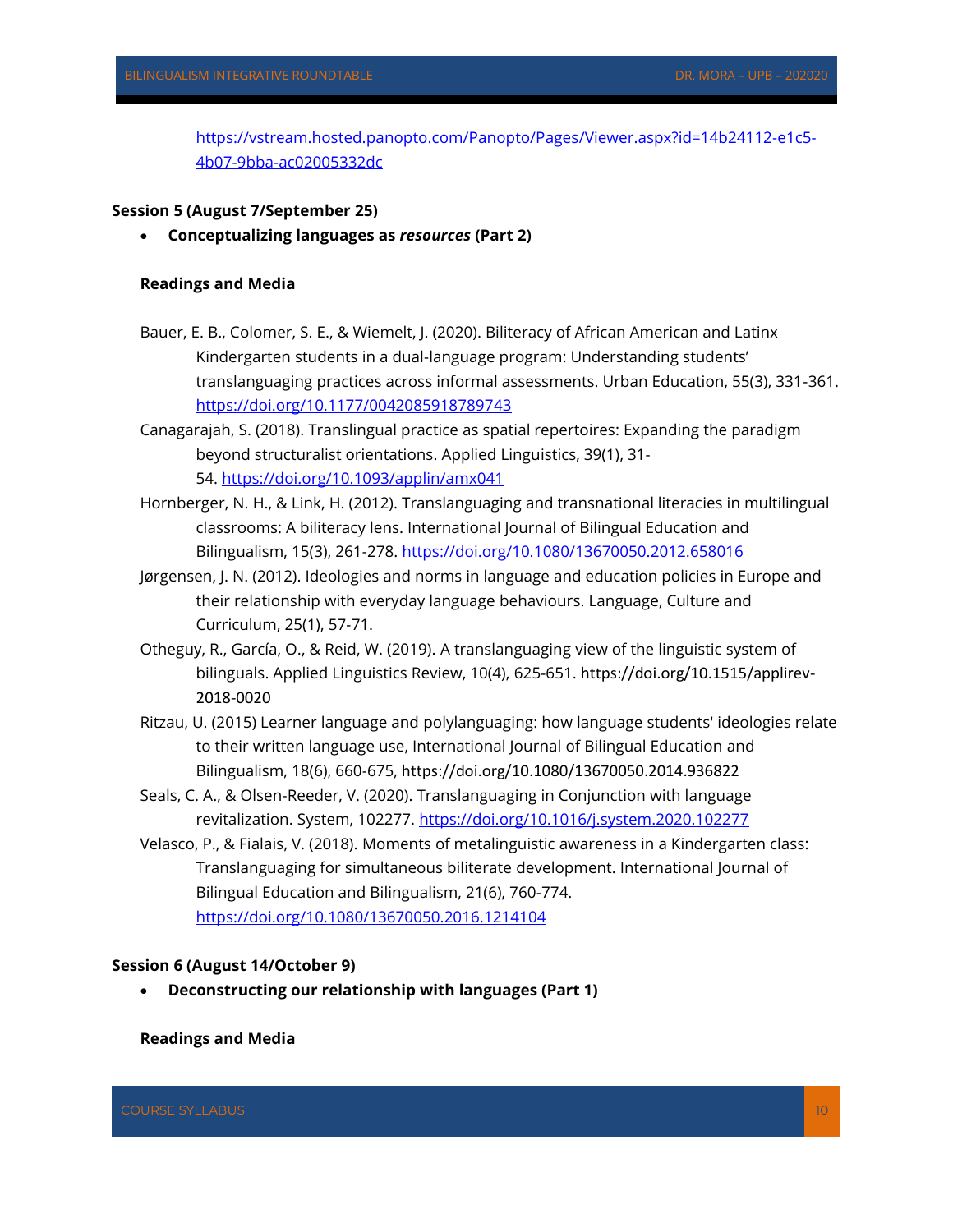https://vstream.hosted.panopto.com/Panopto/Pages/Viewer.aspx?id=14b24112-e1c5-4b07-9bba-ac02005332dc

**Session 5 (August 7/September 25)**

- **Conceptualizing languages as *resources* (Part 2)**

**Readings and Media**

Bauer, E. B., Colomer, S. E., & Wiemelt, J. (2020). Biliteracy of African American and Latinx Kindergarten students in a dual-language program: Understanding students' translanguaging practices across informal assessments. Urban Education, 55(3), 331-361. https://doi.org/10.1177/0042085918789743

Canagarajah, S. (2018). Translingual practice as spatial repertoires: Expanding the paradigm beyond structuralist orientations. Applied Linguistics, 39(1), 31-54. https://doi.org/10.1093/applin/amx041

Hornberger, N. H., & Link, H. (2012). Translanguaging and transnational literacies in multilingual classrooms: A biliteracy lens. International Journal of Bilingual Education and Bilingualism, 15(3), 261-278. https://doi.org/10.1080/13670050.2012.658016

Jørgensen, J. N. (2012). Ideologies and norms in language and education policies in Europe and their relationship with everyday language behaviours. Language, Culture and Curriculum, 25(1), 57-71.

Otheguy, R., García, O., & Reid, W. (2019). A translanguaging view of the linguistic system of bilinguals. Applied Linguistics Review, 10(4), 625-651. https://doi.org/10.1515/applirev-2018-0020

Ritzau, U. (2015) Learner language and polylanguaging: how language students' ideologies relate to their written language use, International Journal of Bilingual Education and Bilingualism, 18(6), 660-675, https://doi.org/10.1080/13670050.2014.936822

Seals, C. A., & Olsen-Reeder, V. (2020). Translanguaging in Conjunction with language revitalization. System, 102277. https://doi.org/10.1016/j.system.2020.102277

Velasco, P., & Fialais, V. (2018). Moments of metalinguistic awareness in a Kindergarten class: Translanguaging for simultaneous biliterate development. International Journal of Bilingual Education and Bilingualism, 21(6), 760-774. https://doi.org/10.1080/13670050.2016.1214104

**Session 6 (August 14/October 9)**

- **Deconstructing our relationship with languages (Part 1)**

**Readings and Media**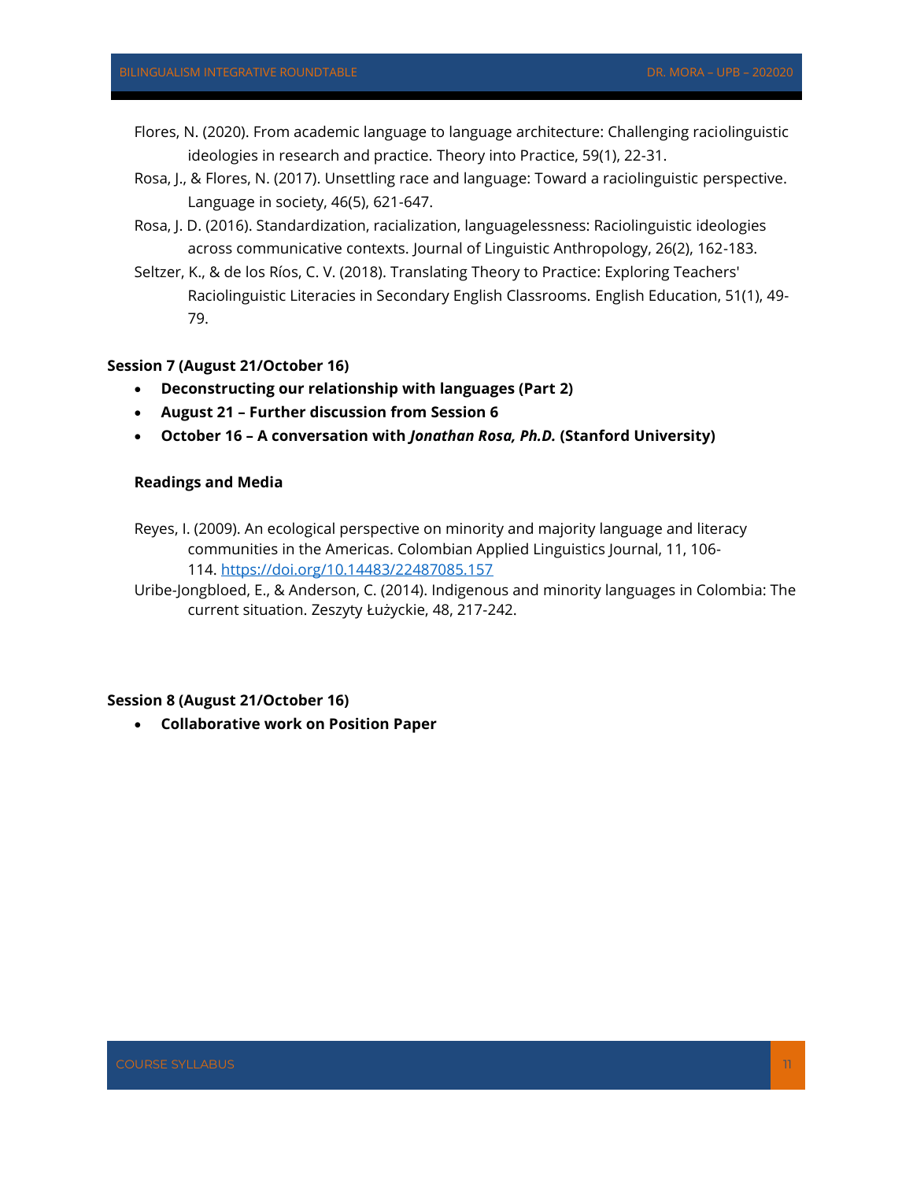Flores, N. (2020). From academic language to language architecture: Challenging raciolinguistic ideologies in research and practice. Theory into Practice, 59(1), 22-31.

Rosa, J., & Flores, N. (2017). Unsettling race and language: Toward a raciolinguistic perspective. Language in society, 46(5), 621-647.

Rosa, J. D. (2016). Standardization, racialization, languagelessness: Raciolinguistic ideologies across communicative contexts. Journal of Linguistic Anthropology, 26(2), 162-183.

Seltzer, K., & de los Ríos, C. V. (2018). Translating Theory to Practice: Exploring Teachers' Raciolinguistic Literacies in Secondary English Classrooms. English Education, 51(1), 49-79.

**Session 7 (August 21/October 16)**

- **Deconstructing our relationship with languages (Part 2)**
- **August 21 – Further discussion from Session 6**
- **October 16 – A conversation with *Jonathan Rosa, Ph.D.* (Stanford University)**

**Readings and Media**

Reyes, I. (2009). An ecological perspective on minority and majority language and literacy communities in the Americas. Colombian Applied Linguistics Journal, 11, 106-114. [https://doi.org/10.14483/22487085.157](https://doi.org/10.14483/22487085.157)

Uribe-Jongbloed, E., & Anderson, C. (2014). Indigenous and minority languages in Colombia: The current situation. Zeszyty Łużyckie, 48, 217-242.

**Session 8 (August 21/October 16)**

- **Collaborative work on Position Paper**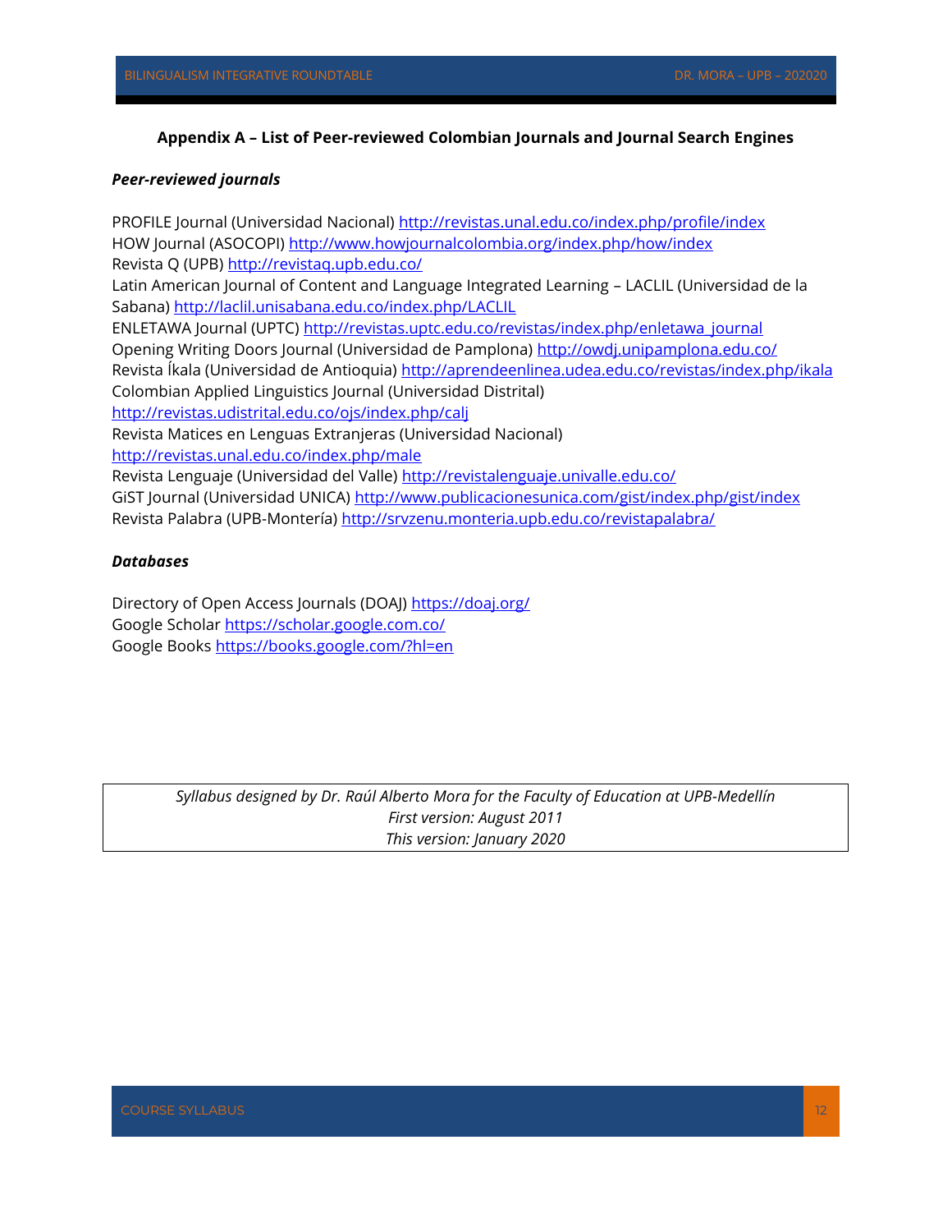## Appendix A – List of Peer-reviewed Colombian Journals and Journal Search Engines

***Peer-reviewed journals***

PROFILE Journal (Universidad Nacional) http://revistas.unal.edu.co/index.php/profile/index
HOW Journal (ASOCOPI) http://www.howjournalcolombia.org/index.php/how/index
Revista Q (UPB) http://revistaq.upb.edu.co/
Latin American Journal of Content and Language Integrated Learning – LACLIL (Universidad de la Sabana) http://laclil.unisabana.edu.co/index.php/LACLIL
ENLETAWA Journal (UPTC) http://revistas.uptc.edu.co/revistas/index.php/enletawa_journal
Opening Writing Doors Journal (Universidad de Pamplona) http://owdj.unipamplona.edu.co/
Revista Íkala (Universidad de Antioquia) http://aprendeenlinea.udea.edu.co/revistas/index.php/ikala
Colombian Applied Linguistics Journal (Universidad Distrital) http://revistas.udistrital.edu.co/ojs/index.php/calj
Revista Matices en Lenguas Extranjeras (Universidad Nacional) http://revistas.unal.edu.co/index.php/male
Revista Lenguaje (Universidad del Valle) http://revistalenguaje.univalle.edu.co/
GiST Journal (Universidad UNICA) http://www.publicacionesunica.com/gist/index.php/gist/index
Revista Palabra (UPB-Montería) http://srvzenu.monteria.upb.edu.co/revistapalabra/

***Databases***

Directory of Open Access Journals (DOAJ) https://doaj.org/
Google Scholar https://scholar.google.com.co/
Google Books https://books.google.com/?hl=en

*Syllabus designed by Dr. Raúl Alberto Mora for the Faculty of Education at UPB-Medellín*
*First version: August 2011*
*This version: January 2020*